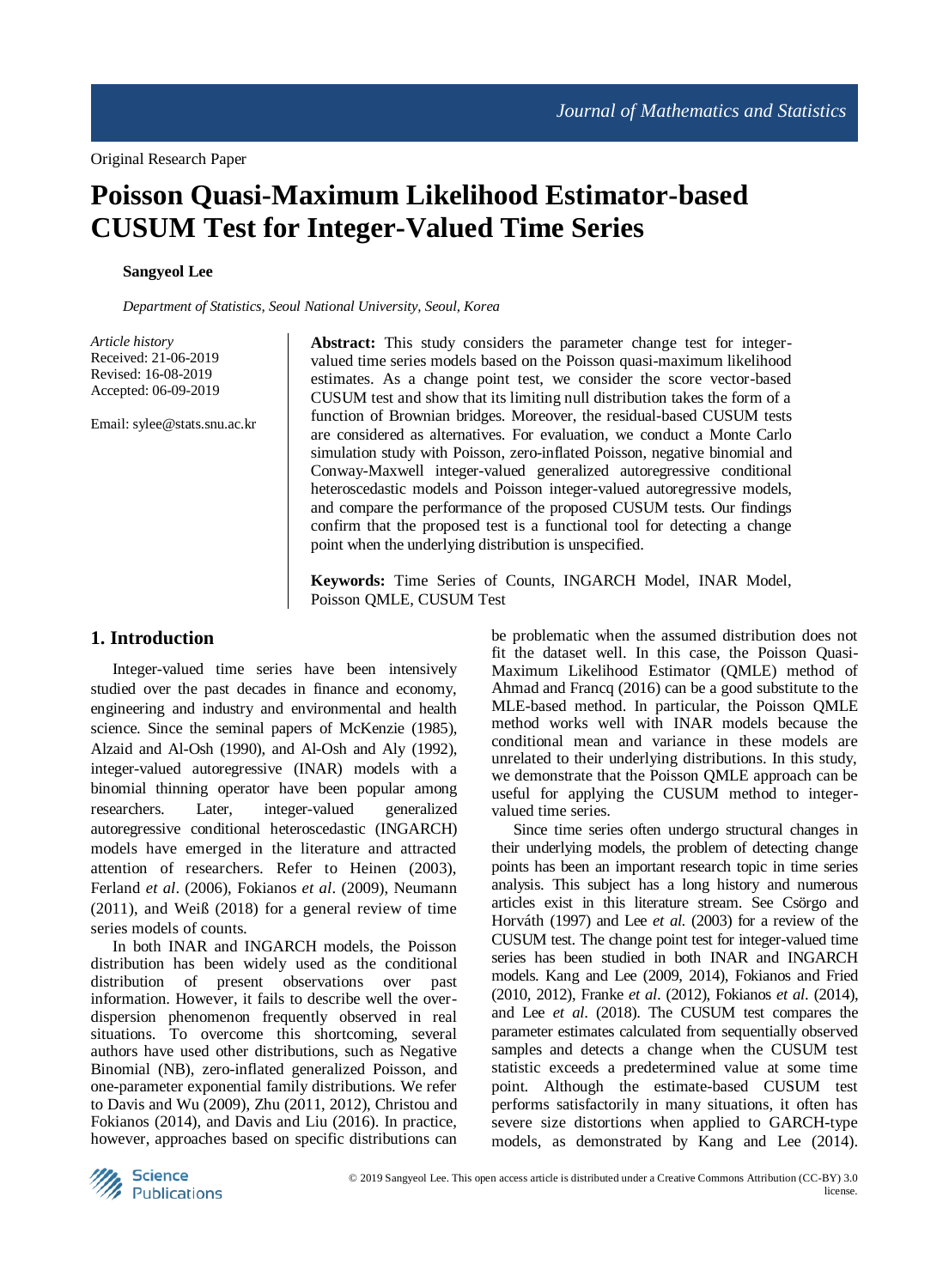Original Research Paper

# Poisson Quasi-Maximum Likelihood Estimator-based CUSUM Test for Integer-Valued Time Series

**Sangyeol Lee**

*Department of Statistics, Seoul National University, Seoul, Korea*

*Article history*
Received: 21-06-2019
Revised: 16-08-2019
Accepted: 06-09-2019

Email: sylee@stats.snu.ac.kr

**Abstract:** This study considers the parameter change test for integer-valued time series models based on the Poisson quasi-maximum likelihood estimates. As a change point test, we consider the score vector-based CUSUM test and show that its limiting null distribution takes the form of a function of Brownian bridges. Moreover, the residual-based CUSUM tests are considered as alternatives. For evaluation, we conduct a Monte Carlo simulation study with Poisson, zero-inflated Poisson, negative binomial and Conway-Maxwell integer-valued generalized autoregressive conditional heteroscedastic models and Poisson integer-valued autoregressive models, and compare the performance of the proposed CUSUM tests. Our findings confirm that the proposed test is a functional tool for detecting a change point when the underlying distribution is unspecified.

**Keywords:** Time Series of Counts, INGARCH Model, INAR Model, Poisson QMLE, CUSUM Test

## 1. Introduction

Integer-valued time series have been intensively studied over the past decades in finance and economy, engineering and industry and environmental and health science. Since the seminal papers of McKenzie (1985), Alzaid and Al-Osh (1990), and Al-Osh and Aly (1992), integer-valued autoregressive (INAR) models with a binomial thinning operator have been popular among researchers. Later, integer-valued generalized autoregressive conditional heteroscedastic (INGARCH) models have emerged in the literature and attracted attention of researchers. Refer to Heinen (2003), Ferland *et al*. (2006), Fokianos *et al*. (2009), Neumann (2011), and Weiß (2018) for a general review of time series models of counts.

In both INAR and INGARCH models, the Poisson distribution has been widely used as the conditional distribution of present observations over past information. However, it fails to describe well the over-dispersion phenomenon frequently observed in real situations. To overcome this shortcoming, several authors have used other distributions, such as Negative Binomial (NB), zero-inflated generalized Poisson, and one-parameter exponential family distributions. We refer to Davis and Wu (2009), Zhu (2011, 2012), Christou and Fokianos (2014), and Davis and Liu (2016). In practice, however, approaches based on specific distributions can be problematic when the assumed distribution does not fit the dataset well. In this case, the Poisson Quasi-Maximum Likelihood Estimator (QMLE) method of Ahmad and Francq (2016) can be a good substitute to the MLE-based method. In particular, the Poisson QMLE method works well with INAR models because the conditional mean and variance in these models are unrelated to their underlying distributions. In this study, we demonstrate that the Poisson QMLE approach can be useful for applying the CUSUM method to integer-valued time series.

Since time series often undergo structural changes in their underlying models, the problem of detecting change points has been an important research topic in time series analysis. This subject has a long history and numerous articles exist in this literature stream. See Csörgo and Horváth (1997) and Lee *et al.* (2003) for a review of the CUSUM test. The change point test for integer-valued time series has been studied in both INAR and INGARCH models. Kang and Lee (2009, 2014), Fokianos and Fried (2010, 2012), Franke *et al*. (2012), Fokianos *et al*. (2014), and Lee *et al*. (2018). The CUSUM test compares the parameter estimates calculated from sequentially observed samples and detects a change when the CUSUM test statistic exceeds a predetermined value at some time point. Although the estimate-based CUSUM test performs satisfactorily in many situations, it often has severe size distortions when applied to GARCH-type models, as demonstrated by Kang and Lee (2014).

© 2019 Sangyeol Lee. This open access article is distributed under a Creative Commons Attribution (CC-BY) 3.0 license.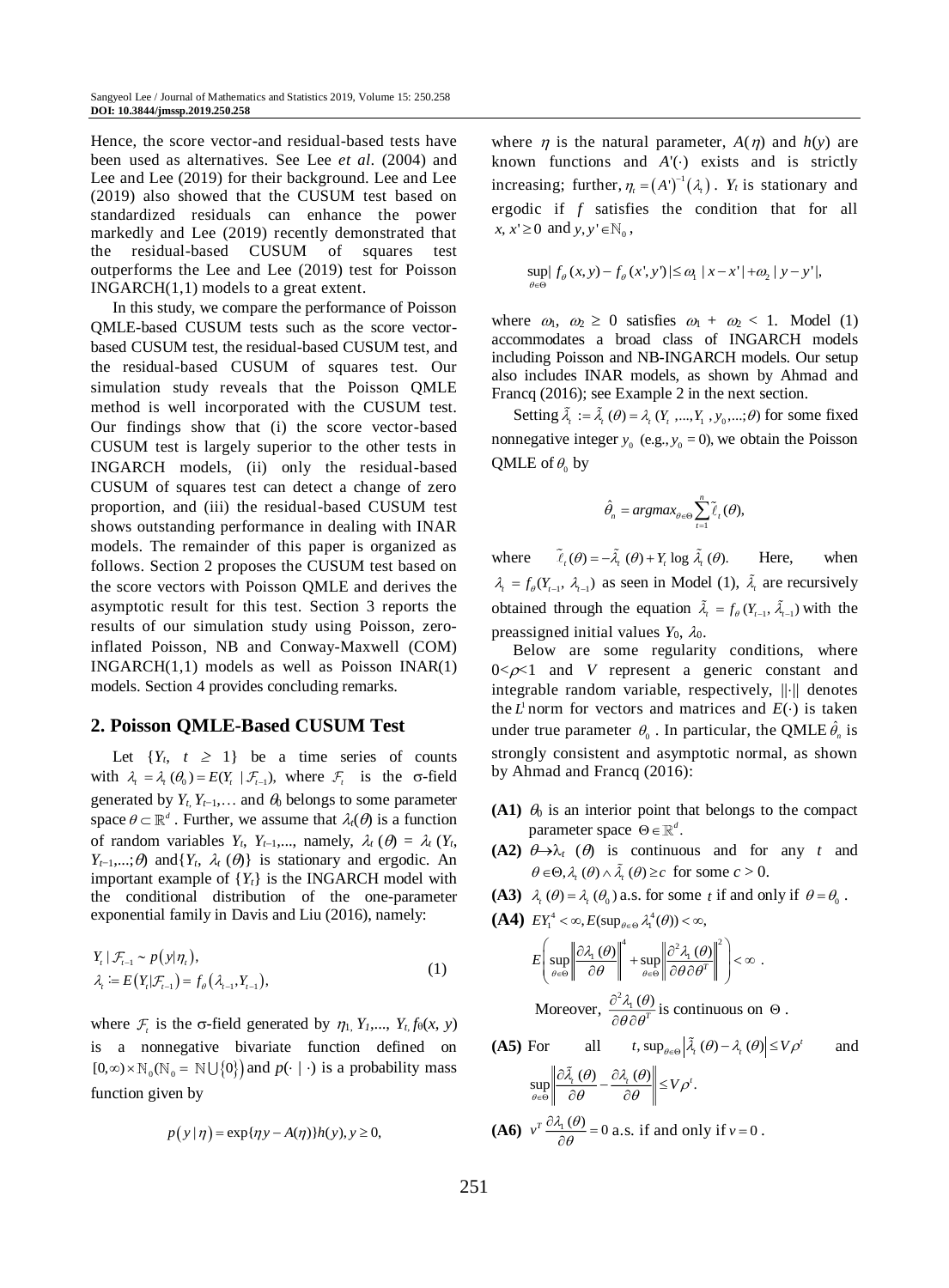Hence, the score vector-and residual-based tests have been used as alternatives. See Lee *et al*. (2004) and Lee and Lee (2019) for their background. Lee and Lee (2019) also showed that the CUSUM test based on standardized residuals can enhance the power markedly and Lee (2019) recently demonstrated that the residual-based CUSUM of squares test outperforms the Lee and Lee (2019) test for Poisson INGARCH(1,1) models to a great extent.

In this study, we compare the performance of Poisson QMLE-based CUSUM tests such as the score vector-based CUSUM test, the residual-based CUSUM test, and the residual-based CUSUM of squares test. Our simulation study reveals that the Poisson QMLE method is well incorporated with the CUSUM test. Our findings show that (i) the score vector-based CUSUM test is largely superior to the other tests in INGARCH models, (ii) only the residual-based CUSUM of squares test can detect a change of zero proportion, and (iii) the residual-based CUSUM test shows outstanding performance in dealing with INAR models. The remainder of this paper is organized as follows. Section 2 proposes the CUSUM test based on the score vectors with Poisson QMLE and derives the asymptotic result for this test. Section 3 reports the results of our simulation study using Poisson, zero-inflated Poisson, NB and Conway-Maxwell (COM) INGARCH(1,1) models as well as Poisson INAR(1) models. Section 4 provides concluding remarks.

## 2. Poisson QMLE-Based CUSUM Test

Let $\{Y_t,\ t \geq 1\}$ be a time series of counts with $\lambda_t = \lambda_t(\theta_0) = E(Y_t \mid \mathcal{F}_{t-1})$, where $\mathcal{F}_t$ is the σ-field generated by $Y_t, Y_{t-1},\ldots$ and $\theta_0$ belongs to some parameter space $\theta \subset \mathbb{R}^d$. Further, we assume that $\lambda_t(\theta)$ is a function of random variables $Y_t, Y_{t-1},\ldots$, namely, $\lambda_t(\theta) = \lambda_t(Y_t, Y_{t-1},\ldots;\theta)$ and $\{Y_t, \lambda_t(\theta)\}$ is stationary and ergodic. An important example of $\{Y_t\}$ is the INGARCH model with the conditional distribution of the one-parameter exponential family in Davis and Liu (2016), namely:

$$
\begin{aligned}
&Y_t \mid \mathcal{F}_{t-1} \sim p(y|\eta_t),\\
&\lambda_t := E(Y_t|\mathcal{F}_{t-1}) = f_\theta(\lambda_{t-1}, Y_{t-1}),
\end{aligned} \tag{1}
$$

where $\mathcal{F}_t$ is the σ-field generated by $\eta_1, Y_1,\ldots, Y_t, f_\theta(x, y)$ is a nonnegative bivariate function defined on $[0,\infty)\times\mathbb{N}_0(\mathbb{N}_0 = \mathbb{N}\cup\{0\})$ and $p(\cdot \mid \cdot)$ is a probability mass function given by

$$
p(y \mid \eta) = \exp\{\eta y - A(\eta)\}h(y),\ y \geq 0,
$$

where $\eta$ is the natural parameter, $A(\eta)$ and $h(y)$ are known functions and $A'(\cdot)$ exists and is strictly increasing; further, $\eta_t = (A')^{-1}(\lambda_t)$. $Y_t$ is stationary and ergodic if $f$ satisfies the condition that for all $x, x' \geq 0$ and $y, y' \in \mathbb{N}_0$,

$$
\sup_{\theta\in\Theta} | f_\theta(x,y) - f_\theta(x',y')| \leq \omega_1 \,|x - x'| + \omega_2 \,|y - y'|,
$$

where $\omega_1,\ \omega_2 \geq 0$ satisfies $\omega_1 + \omega_2 < 1$. Model (1) accommodates a broad class of INGARCH models including Poisson and NB-INGARCH models. Our setup also includes INAR models, as shown by Ahmad and Francq (2016); see Example 2 in the next section.

Setting $\tilde{\lambda}_t := \tilde{\lambda}_t(\theta) = \lambda_t(Y_t, \ldots, Y_1, y_0, \ldots;\theta)$ for some fixed nonnegative integer $y_0$ (e.g., $y_0 = 0$), we obtain the Poisson QMLE of $\theta_0$ by

$$
\hat{\theta}_n = argmax_{\theta\in\Theta} \sum_{t=1}^{n} \tilde{\ell}_t(\theta),
$$

where $\tilde{\ell}_t(\theta) = -\tilde{\lambda}_t(\theta) + Y_t \log \tilde{\lambda}_t(\theta)$. Here, when $\lambda_t = f_\theta(Y_{t-1}, \lambda_{t-1})$ as seen in Model (1), $\tilde{\lambda}_t$ are recursively obtained through the equation $\tilde{\lambda}_t = f_\theta(Y_{t-1}, \tilde{\lambda}_{t-1})$ with the preassigned initial values $Y_0$, $\lambda_0$.

Below are some regularity conditions, where $0<\rho<1$ and $V$ represent a generic constant and integrable random variable, respectively, $\|\cdot\|$ denotes the $L^1$ norm for vectors and matrices and $E(\cdot)$ is taken under true parameter $\theta_0$. In particular, the QMLE $\hat{\theta}_n$ is strongly consistent and asymptotic normal, as shown by Ahmad and Francq (2016):

- **(A1)** $\theta_0$ is an interior point that belongs to the compact parameter space $\Theta \in \mathbb{R}^d$.
- **(A2)** $\theta \to \lambda_t(\theta)$ is continuous and for any $t$ and $\theta \in \Theta, \lambda_t(\theta) \wedge \tilde{\lambda}_t(\theta) \geq c$ for some $c > 0$.
- **(A3)** $\lambda_t(\theta) = \lambda_t(\theta_0)$ a.s. for some $t$ if and only if $\theta = \theta_0$.
- **(A4)** $EY_1^4 < \infty, E(\sup_{\theta\in\Theta} \lambda_1^4(\theta)) < \infty$,
  $$
  E\left(\sup_{\theta\in\Theta}\left\|\frac{\partial\lambda_1(\theta)}{\partial\theta}\right\|^4 + \sup_{\theta\in\Theta}\left\|\frac{\partial^2\lambda_1(\theta)}{\partial\theta\partial\theta^T}\right\|^2\right) < \infty\ .
  $$
  Moreover, $\dfrac{\partial^2\lambda_1(\theta)}{\partial\theta\partial\theta^T}$ is continuous on $\Theta$.
- **(A5)** For all $t, \sup_{\theta\in\Theta}\left|\tilde{\lambda}_t(\theta) - \lambda_t(\theta)\right| \leq V\rho^t$ and
  $$
  \sup_{\theta\in\Theta}\left\|\frac{\partial\tilde{\lambda}_t(\theta)}{\partial\theta} - \frac{\partial\lambda_t(\theta)}{\partial\theta}\right\| \leq V\rho^t.
  $$
- **(A6)** $v^T \dfrac{\partial\lambda_1(\theta)}{\partial\theta} = 0$ a.s. if and only if $v = 0$.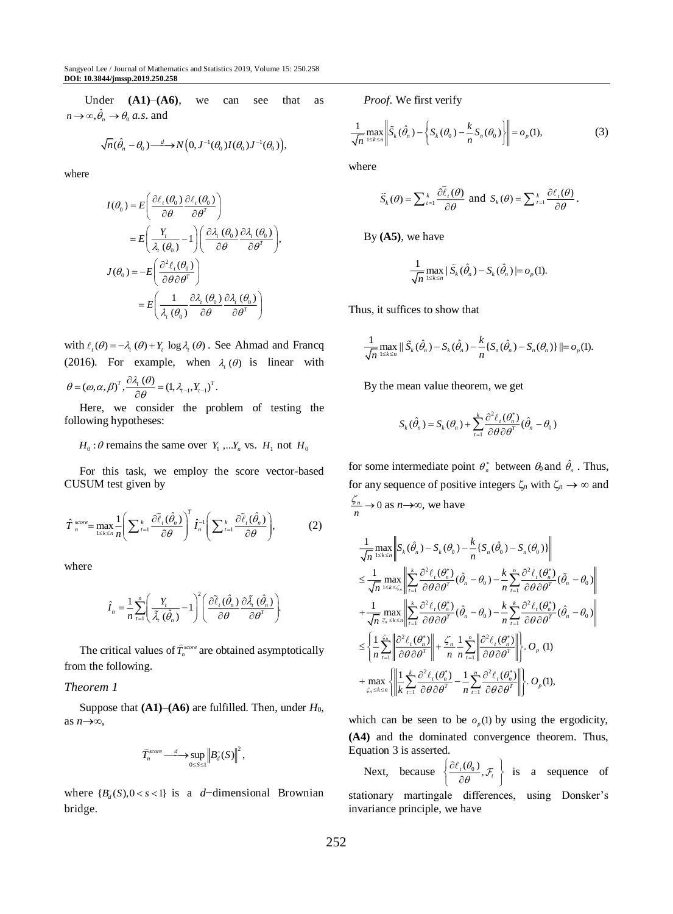Under **(A1)**–**(A6)**, we can see that as $n \to \infty, \hat{\theta}_n \to \theta_0$ *a.s.* and

$$\sqrt{n}(\hat{\theta}_n - \theta_0) \xrightarrow{d} N\left(0, J^{-1}(\theta_0) I(\theta_0) J^{-1}(\theta_0)\right),$$

where

$$\begin{aligned} I(\theta_0) &= E\left(\frac{\partial \ell_t(\theta_0)}{\partial \theta} \frac{\partial \ell_t(\theta_0)}{\partial \theta^T}\right) \\ &= E\left(\frac{Y_t}{\lambda_t(\theta_0)} - 1\right)\left(\frac{\partial \lambda_t(\theta_0)}{\partial \theta} \frac{\partial \lambda_t(\theta_0)}{\partial \theta^T}\right), \\ J(\theta_0) &= -E\left(\frac{\partial^2 \ell_t(\theta_0)}{\partial \theta \partial \theta^T}\right) \\ &= E\left(\frac{1}{\lambda_t(\theta_0)} \frac{\partial \lambda_t(\theta_0)}{\partial \theta} \frac{\partial \lambda_t(\theta_0)}{\partial \theta^T}\right) \end{aligned}$$

with $\ell_t(\theta) = -\lambda_t(\theta) + Y_t \log \lambda_t(\theta)$. See Ahmad and Francq (2016). For example, when $\lambda_t(\theta)$ is linear with $\theta = (\omega, \alpha, \beta)^T, \frac{\partial \lambda_t(\theta)}{\partial \theta} = (1, \lambda_{t-1}, Y_{t-1})^T$.

Here, we consider the problem of testing the following hypotheses:

$H_0 : \theta$ remains the same over $Y_1, ...Y_n$ vs. $H_1$ not $H_0$

For this task, we employ the score vector-based CUSUM test given by

$$\hat{T}_n^{score} = \max_{1 \le k \le n} \frac{1}{n} \left(\sum_{t=1}^{k} \frac{\partial \tilde{\ell}_t(\hat{\theta}_n)}{\partial \theta}\right)^T \hat{I}_n^{-1} \left(\sum_{t=1}^{k} \frac{\partial \tilde{\ell}_t(\hat{\theta}_n)}{\partial \theta}\right), \tag{2}$$

where

$$\hat{I}_n = \frac{1}{n} \sum_{t=1}^{n} \left(\frac{Y_t}{\tilde{\lambda}_t(\hat{\theta}_n)} - 1\right)^2 \left(\frac{\partial \tilde{\lambda}_t(\hat{\theta}_n)}{\partial \theta} \frac{\partial \tilde{\lambda}_t(\hat{\theta}_n)}{\partial \theta^T}\right).$$

The critical values of $\hat{T}_n^{score}$ are obtained asymptotically from the following.

*Theorem 1*

Suppose that **(A1)**–**(A6)** are fulfilled. Then, under $H_0$, as $n \to \infty$,

$$\hat{T}_n^{score} \xrightarrow{d} \sup_{0 \le S \le 1} \left\| B_d^{\circ}(S) \right\|^2,$$

where $\{B_d^{\circ}(S), 0 < s < 1\}$ is a $d$−dimensional Brownian bridge.

*Proof*. We first verify

$$\frac{1}{\sqrt{n}} \max_{1 \le k \le n} \left\| \tilde{S}_k(\hat{\theta}_n) - \left\{ S_k(\theta_0) - \frac{k}{n} S_n(\theta_0) \right\} \right\| = o_p(1), \tag{3}$$

where

$$\tilde{S}_k(\theta) = \sum_{t=1}^{k} \frac{\partial \tilde{\ell}_t(\theta)}{\partial \theta} \text{ and } S_k(\theta) = \sum_{t=1}^{k} \frac{\partial \ell_t(\theta)}{\partial \theta}.$$

By **(A5)**, we have

$$\frac{1}{\sqrt{n}} \max_{1 \le k \le n} | \tilde{S}_k(\hat{\theta}_n) - S_k(\hat{\theta}_n) | = o_p(1).$$

Thus, it suffices to show that

$$\frac{1}{\sqrt{n}} \max_{1 \le k \le n} \| \tilde{S}_k(\hat{\theta}_n) - S_k(\hat{\theta}_n) - \frac{k}{n} \{ S_n(\hat{\theta}_n) - S_n(\theta_n) \} \| = o_p(1).$$

By the mean value theorem, we get

$$S_k(\hat{\theta}_n) = S_k(\theta_n) + \sum_{t=1}^{k} \frac{\partial^2 \ell_t(\theta_n^*)}{\partial \theta \partial \theta^T} (\hat{\theta}_n - \theta_0)$$

for some intermediate point $\theta_n^*$ between $\theta_0$ and $\hat{\theta}_n$. Thus, for any sequence of positive integers $\zeta_n$ with $\zeta_n \to \infty$ and $\frac{\zeta_n}{n} \to 0$ as $n \to \infty$, we have

$$\begin{aligned} &\frac{1}{\sqrt{n}} \max_{1 \le k \le n} \left\| S_k(\hat{\theta}_n) - S_k(\theta_0) - \frac{k}{n} \{ S_n(\hat{\theta}_0) - S_n(\theta_0) \} \right\| \\ &\le \frac{1}{\sqrt{n}} \max_{1 \le k \le \zeta_n} \left\| \sum_{t=1}^{k} \frac{\partial^2 \ell_t(\theta_n^*)}{\partial \theta \partial \theta^T} (\hat{\theta}_n - \theta_0) - \frac{k}{n} \sum_{t=1}^{n} \frac{\partial^2 \ell_t(\theta_n^*)}{\partial \theta \partial \theta^T} (\hat{\theta}_n - \theta_0) \right\| \\ &+ \frac{1}{\sqrt{n}} \max_{\zeta_n \le k \le n} \left\| \sum_{t=1}^{k} \frac{\partial^2 \ell_t(\theta_n^*)}{\partial \theta \partial \theta^T} (\hat{\theta}_n - \theta_0) - \frac{k}{n} \sum_{t=1}^{k} \frac{\partial^2 \ell_t(\theta_n^*)}{\partial \theta \partial \theta^T} (\hat{\theta}_n - \theta_0) \right\| \\ &\le \left\{ \frac{1}{n} \sum_{t=1}^{\zeta_n} \left\| \frac{\partial^2 \ell_t(\theta_n^*)}{\partial \theta \partial \theta^T} \right\| + \frac{\zeta_n}{n} \frac{1}{n} \sum_{t=1}^{n} \left\| \frac{\partial^2 \ell_t(\theta_n^*)}{\partial \theta \partial \theta^T} \right\| \right\} . O_p(1) \\ &+ \max_{\zeta_n \le k \le n} \left\{ \left\| \frac{1}{k} \sum_{t=1}^{k} \frac{\partial^2 \ell_t(\theta_n^*)}{\partial \theta \partial \theta^T} - \frac{1}{n} \sum_{t=1}^{n} \frac{\partial^2 \ell_t(\theta_n^*)}{\partial \theta \partial \theta^T} \right\| \right\} . O_p(1), \end{aligned}$$

which can be seen to be $o_p(1)$ by using the ergodicity, **(A4)** and the dominated convergence theorem. Thus, Equation 3 is asserted.

Next, because $\left\{ \frac{\partial \ell_t(\theta_0)}{\partial \theta}, \mathcal{F}_t \right\}$ is a sequence of stationary martingale differences, using Donsker's invariance principle, we have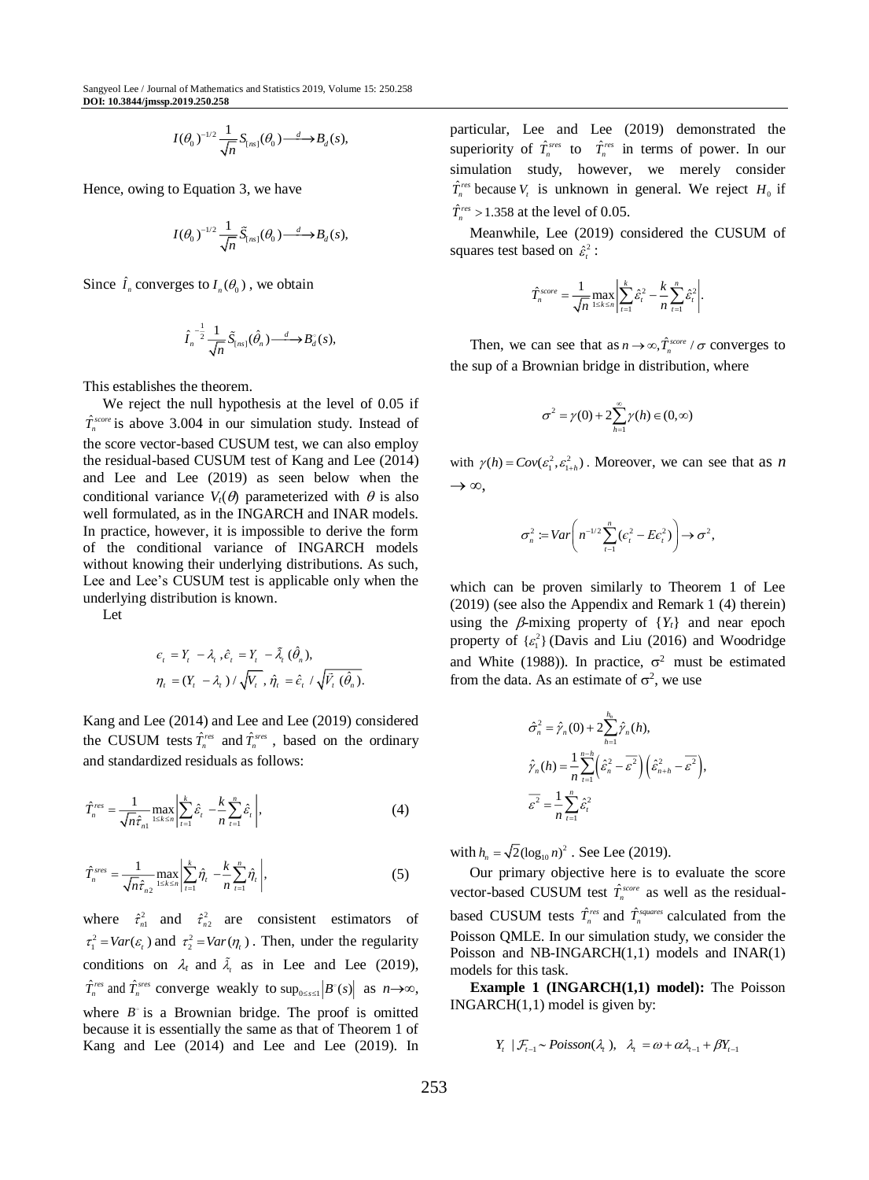$$I(\theta_0)^{-1/2} \frac{1}{\sqrt{n}} S_{[ns]}(\theta_0) \xrightarrow{d} B_d(s),$$

Hence, owing to Equation 3, we have

$$I(\theta_0)^{-1/2} \frac{1}{\sqrt{n}} \tilde{S}_{[ns]}(\theta_0) \xrightarrow{d} B_d(s),$$

Since $\hat{I}_n$ converges to $I_n(\theta_0)$, we obtain

$$\hat{I}_n^{-\frac{1}{2}} \frac{1}{\sqrt{n}} \tilde{S}_{[ns]}(\hat{\theta}_n) \xrightarrow{d} B_d^{\circ}(s),$$

This establishes the theorem.

We reject the null hypothesis at the level of 0.05 if $\hat{T}_n^{score}$ is above 3.004 in our simulation study. Instead of the score vector-based CUSUM test, we can also employ the residual-based CUSUM test of Kang and Lee (2014) and Lee and Lee (2019) as seen below when the conditional variance $V_t(\theta)$ parameterized with $\theta$ is also well formulated, as in the INGARCH and INAR models. In practice, however, it is impossible to derive the form of the conditional variance of INGARCH models without knowing their underlying distributions. As such, Lee and Lee's CUSUM test is applicable only when the underlying distribution is known.

Let

$$\epsilon_t = Y_t - \lambda_t, \hat{\epsilon}_t = Y_t - \tilde{\lambda}_t(\hat{\theta}_n),$$
$$\eta_t = (Y_t - \lambda_t)/\sqrt{V_t}, \hat{\eta}_t = \hat{\epsilon}_t / \sqrt{\tilde{V}_t(\hat{\theta}_n)}.$$

Kang and Lee (2014) and Lee and Lee (2019) considered the CUSUM tests $\hat{T}_n^{res}$ and $\hat{T}_n^{sres}$, based on the ordinary and standardized residuals as follows:

$$\hat{T}_n^{res} = \frac{1}{\sqrt{n}\hat{\tau}_{n1}} \max_{1\le k\le n} \left| \sum_{t=1}^{k} \hat{\epsilon}_t - \frac{k}{n}\sum_{t=1}^{n} \hat{\epsilon}_t \right|, \quad (4)$$

$$\hat{T}_n^{sres} = \frac{1}{\sqrt{n}\hat{\tau}_{n2}} \max_{1\le k\le n} \left| \sum_{t=1}^{k} \hat{\eta}_t - \frac{k}{n}\sum_{t=1}^{n} \hat{\eta}_t \right|, \quad (5)$$

where $\hat{\tau}_{n1}^2$ and $\hat{\tau}_{n2}^2$ are consistent estimators of $\tau_1^2 = Var(\varepsilon_t)$ and $\tau_2^2 = Var(\eta_t)$. Then, under the regularity conditions on $\lambda_t$ and $\tilde{\lambda}_t$ as in Lee and Lee (2019), $\hat{T}_n^{res}$ and $\hat{T}_n^{sres}$ converge weakly to $\sup_{0\le s\le 1}\left|B^{\circ}(s)\right|$ as $n\to\infty$, where $B^{\circ}$ is a Brownian bridge. The proof is omitted because it is essentially the same as that of Theorem 1 of Kang and Lee (2014) and Lee and Lee (2019). In particular, Lee and Lee (2019) demonstrated the superiority of $\hat{T}_n^{sres}$ to $\hat{T}_n^{res}$ in terms of power. In our simulation study, however, we merely consider $\hat{T}_n^{res}$ because $V_t$ is unknown in general. We reject $H_0$ if $\hat{T}_n^{res} > 1.358$ at the level of 0.05.

Meanwhile, Lee (2019) considered the CUSUM of squares test based on $\hat{\varepsilon}_t^2$:

$$\hat{T}_n^{score} = \frac{1}{\sqrt{n}} \max_{1\le k\le n} \left| \sum_{t=1}^{k} \hat{\varepsilon}_t^2 - \frac{k}{n}\sum_{t=1}^{n} \hat{\varepsilon}_t^2 \right|.$$

Then, we can see that as $n\to\infty, \hat{T}_n^{score}/\sigma$ converges to the sup of a Brownian bridge in distribution, where

$$\sigma^2 = \gamma(0) + 2\sum_{h=1}^{\infty}\gamma(h) \in (0,\infty)$$

with $\gamma(h) = Cov(\varepsilon_1^2, \varepsilon_{1+h}^2)$. Moreover, we can see that as $n \to \infty$,

$$\sigma_n^2 := Var\left( n^{-1/2} \sum_{t=1}^{n} (\epsilon_t^2 - E\epsilon_t^2) \right) \to \sigma^2,$$

which can be proven similarly to Theorem 1 of Lee (2019) (see also the Appendix and Remark 1 (4) therein) using the $\beta$-mixing property of $\{Y_t\}$ and near epoch property of $\{\varepsilon_1^2\}$ (Davis and Liu (2016) and Woodridge and White (1988)). In practice, $\sigma^2$ must be estimated from the data. As an estimate of $\sigma^2$, we use

$$\hat{\sigma}_n^2 = \hat{\gamma}_n(0) + 2\sum_{h=1}^{h_n}\hat{\gamma}_n(h),$$
$$\hat{\gamma}_n(h) = \frac{1}{n}\sum_{t=1}^{n-h}\left(\hat{\varepsilon}_n^2 - \overline{\varepsilon^2}\right)\left(\hat{\varepsilon}_{n+h}^2 - \overline{\varepsilon^2}\right),$$
$$\overline{\varepsilon^2} = \frac{1}{n}\sum_{t=1}^{n}\hat{\varepsilon}_t^2$$

with $h_n = \sqrt{2}(\log_{10} n)^2$. See Lee (2019).

Our primary objective here is to evaluate the score vector-based CUSUM test $\hat{T}_n^{score}$ as well as the residual-based CUSUM tests $\hat{T}_n^{res}$ and $\hat{T}_n^{squares}$ calculated from the Poisson QMLE. In our simulation study, we consider the Poisson and NB-INGARCH(1,1) models and INAR(1) models for this task.

**Example 1 (INGARCH(1,1) model):** The Poisson INGARCH(1,1) model is given by:

$$Y_t \mid \mathcal{F}_{t-1} \sim Poisson(\lambda_t), \quad \lambda_t = \omega + \alpha\lambda_{t-1} + \beta Y_{t-1}$$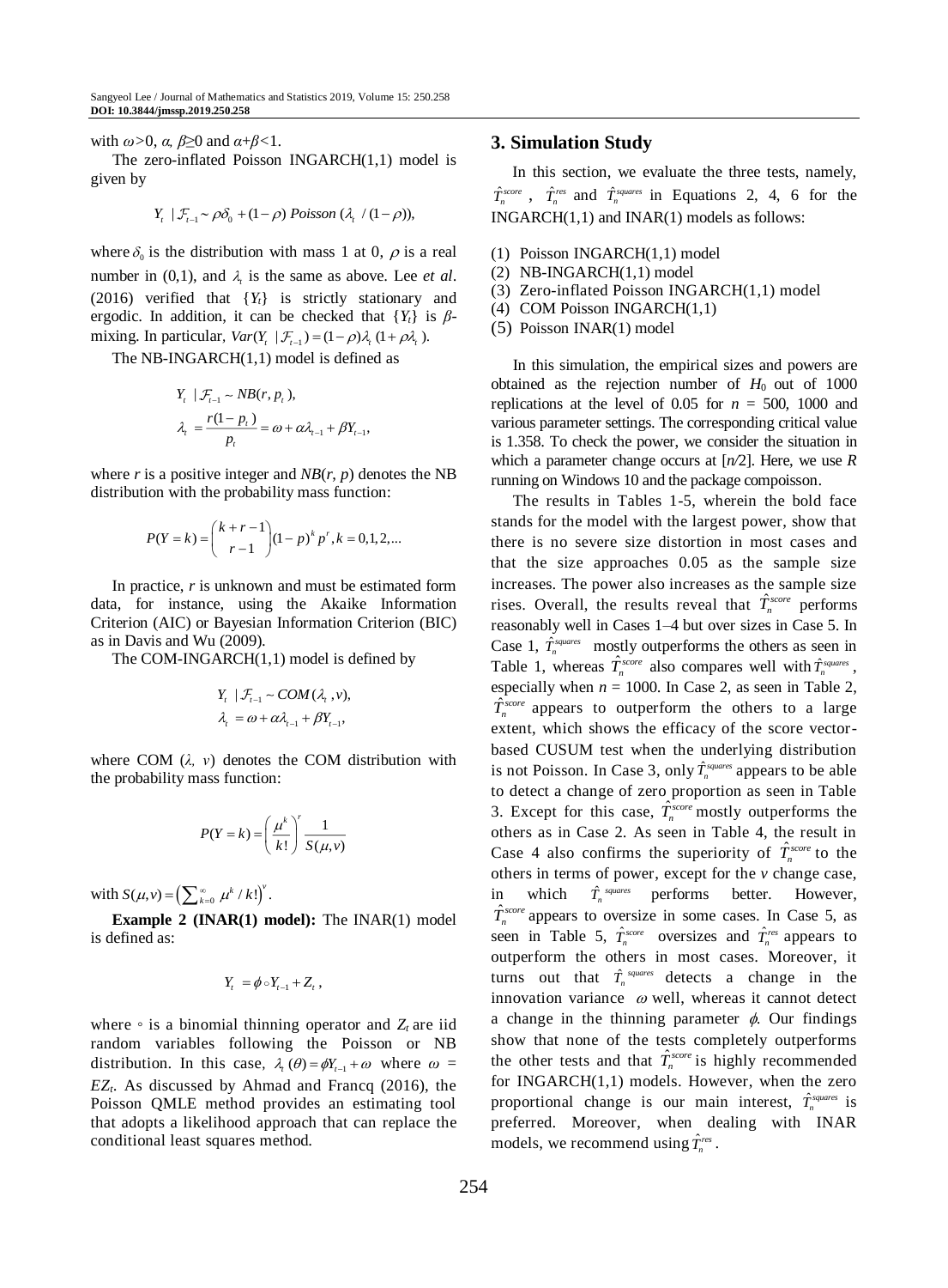with $\omega>0$, $\alpha$, $\beta\geq 0$ and $\alpha+\beta<1$.

The zero-inflated Poisson INGARCH(1,1) model is given by

$$Y_t \mid \mathcal{F}_{t-1} \sim \rho\delta_0 + (1-\rho)\ Poisson\ (\lambda_t / (1-\rho)),$$

where $\delta_0$ is the distribution with mass 1 at 0, $\rho$ is a real number in (0,1), and $\lambda_t$ is the same as above. Lee *et al*. (2016) verified that $\{Y_t\}$ is strictly stationary and ergodic. In addition, it can be checked that $\{Y_t\}$ is $\beta$-mixing. In particular, $Var(Y_t \mid \mathcal{F}_{t-1}) = (1-\rho)\lambda_t(1+\rho\lambda_t)$.

The NB-INGARCH(1,1) model is defined as

$$Y_t \mid \mathcal{F}_{t-1} \sim NB(r, p_t),$$
$$\lambda_t = \frac{r(1-p_t)}{p_t} = \omega + \alpha\lambda_{t-1} + \beta Y_{t-1},$$

where $r$ is a positive integer and $NB(r, p)$ denotes the NB distribution with the probability mass function:

$$P(Y=k) = \binom{k+r-1}{r-1}(1-p)^k p^r, k = 0,1,2,...$$

In practice, $r$ is unknown and must be estimated form data, for instance, using the Akaike Information Criterion (AIC) or Bayesian Information Criterion (BIC) as in Davis and Wu (2009).

The COM-INGARCH(1,1) model is defined by

$$Y_t \mid \mathcal{F}_{t-1} \sim COM(\lambda_t, v),$$
$$\lambda_t = \omega + \alpha\lambda_{t-1} + \beta Y_{t-1},$$

where COM ($\lambda$, $v$) denotes the COM distribution with the probability mass function:

$$P(Y=k) = \left(\frac{\mu^k}{k!}\right)^v \frac{1}{S(\mu,v)}$$

with $S(\mu,v) = \left(\sum_{k=0}^{\infty} \mu^k / k!\right)^v$.

**Example 2 (INAR(1) model):** The INAR(1) model is defined as:

$$Y_t = \phi \circ Y_{t-1} + Z_t,$$

where $\circ$ is a binomial thinning operator and $Z_t$ are iid random variables following the Poisson or NB distribution. In this case, $\lambda_t(\theta) = \phi Y_{t-1} + \omega$ where $\omega = EZ_t$. As discussed by Ahmad and Francq (2016), the Poisson QMLE method provides an estimating tool that adopts a likelihood approach that can replace the conditional least squares method.

## 3. Simulation Study

In this section, we evaluate the three tests, namely, $\hat{T}_n^{score}$, $\hat{T}_n^{res}$ and $\hat{T}_n^{squares}$ in Equations 2, 4, 6 for the INGARCH(1,1) and INAR(1) models as follows:

(1) Poisson INGARCH(1,1) model
(2) NB-INGARCH(1,1) model
(3) Zero-inflated Poisson INGARCH(1,1) model
(4) COM Poisson INGARCH(1,1)
(5) Poisson INAR(1) model

In this simulation, the empirical sizes and powers are obtained as the rejection number of $H_0$ out of 1000 replications at the level of 0.05 for $n$ = 500, 1000 and various parameter settings. The corresponding critical value is 1.358. To check the power, we consider the situation in which a parameter change occurs at $[n/2]$. Here, we use *R* running on Windows 10 and the package compoisson.

The results in Tables 1-5, wherein the bold face stands for the model with the largest power, show that there is no severe size distortion in most cases and that the size approaches 0.05 as the sample size increases. The power also increases as the sample size rises. Overall, the results reveal that $\hat{T}_n^{score}$ performs reasonably well in Cases 1–4 but over sizes in Case 5. In Case 1, $\hat{T}_n^{squares}$ mostly outperforms the others as seen in Table 1, whereas $\hat{T}_n^{score}$ also compares well with $\hat{T}_n^{squares}$, especially when $n$ = 1000. In Case 2, as seen in Table 2, $\hat{T}_n^{score}$ appears to outperform the others to a large extent, which shows the efficacy of the score vector-based CUSUM test when the underlying distribution is not Poisson. In Case 3, only $\hat{T}_n^{squares}$ appears to be able to detect a change of zero proportion as seen in Table 3. Except for this case, $\hat{T}_n^{score}$ mostly outperforms the others as in Case 2. As seen in Table 4, the result in Case 4 also confirms the superiority of $\hat{T}_n^{score}$ to the others in terms of power, except for the $v$ change case, in which $\hat{T}_n^{squares}$ performs better. However, $\hat{T}_n^{score}$ appears to oversize in some cases. In Case 5, as seen in Table 5, $\hat{T}_n^{score}$ oversizes and $\hat{T}_n^{res}$ appears to outperform the others in most cases. Moreover, it turns out that $\hat{T}_n^{squares}$ detects a change in the innovation variance $\omega$ well, whereas it cannot detect a change in the thinning parameter $\phi$. Our findings show that none of the tests completely outperforms the other tests and that $\hat{T}_n^{score}$ is highly recommended for INGARCH(1,1) models. However, when the zero proportional change is our main interest, $\hat{T}_n^{squares}$ is preferred. Moreover, when dealing with INAR models, we recommend using $\hat{T}_n^{res}$.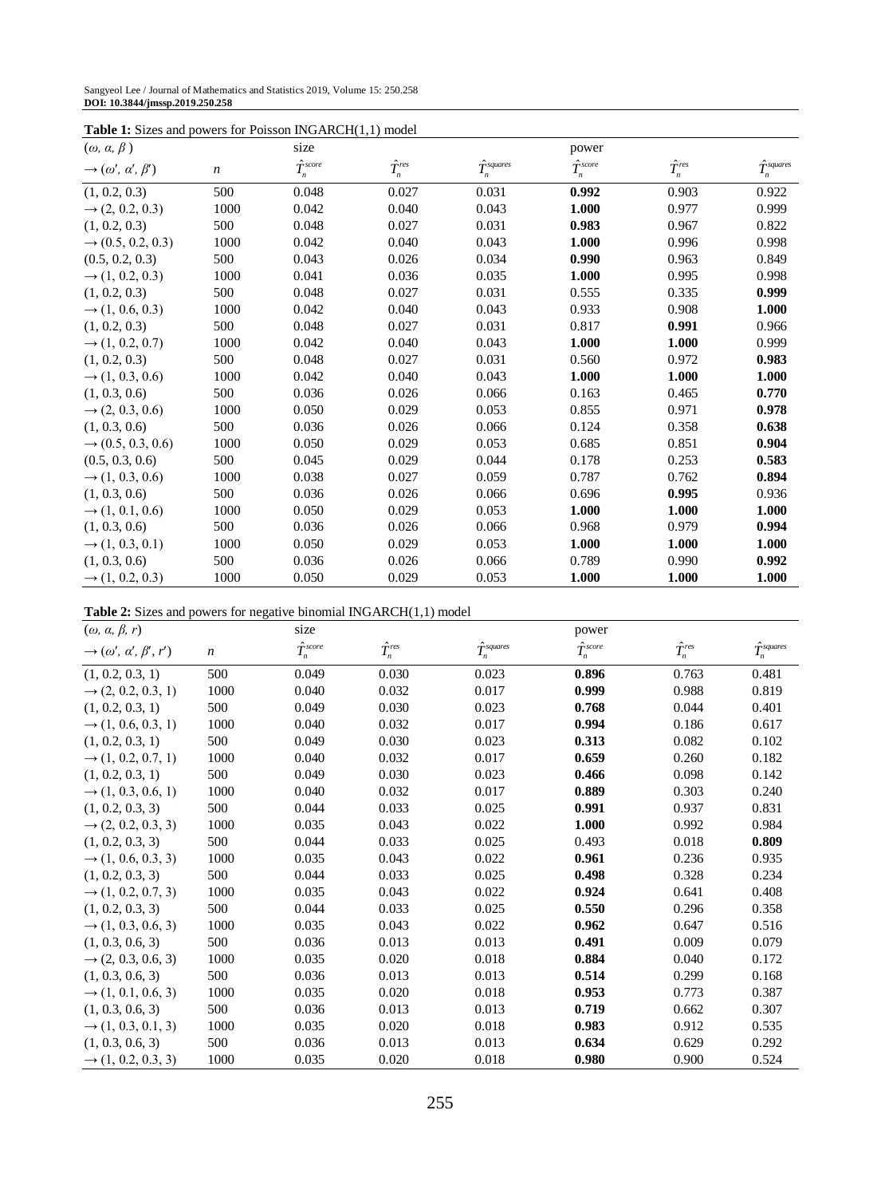**Table 1:** Sizes and powers for Poisson INGARCH(1,1) model

| $(\omega, \alpha, \beta)$ | | size | | | power | | |
|---|---|---|---|---|---|---|---|
| $\to (\omega', \alpha', \beta')$ | $n$ | $\hat{T}_n^{score}$ | $\hat{T}_n^{res}$ | $\hat{T}_n^{squares}$ | $\hat{T}_n^{score}$ | $\hat{T}_n^{res}$ | $\hat{T}_n^{squares}$ |
| (1, 0.2, 0.3) | 500 | 0.048 | 0.027 | 0.031 | **0.992** | 0.903 | 0.922 |
| $\to$ (2, 0.2, 0.3) | 1000 | 0.042 | 0.040 | 0.043 | **1.000** | 0.977 | 0.999 |
| (1, 0.2, 0.3) | 500 | 0.048 | 0.027 | 0.031 | **0.983** | 0.967 | 0.822 |
| $\to$ (0.5, 0.2, 0.3) | 1000 | 0.042 | 0.040 | 0.043 | **1.000** | 0.996 | 0.998 |
| (0.5, 0.2, 0.3) | 500 | 0.043 | 0.026 | 0.034 | **0.990** | 0.963 | 0.849 |
| $\to$ (1, 0.2, 0.3) | 1000 | 0.041 | 0.036 | 0.035 | **1.000** | 0.995 | 0.998 |
| (1, 0.2, 0.3) | 500 | 0.048 | 0.027 | 0.031 | 0.555 | 0.335 | **0.999** |
| $\to$ (1, 0.6, 0.3) | 1000 | 0.042 | 0.040 | 0.043 | 0.933 | 0.908 | **1.000** |
| (1, 0.2, 0.3) | 500 | 0.048 | 0.027 | 0.031 | 0.817 | **0.991** | 0.966 |
| $\to$ (1, 0.2, 0.7) | 1000 | 0.042 | 0.040 | 0.043 | **1.000** | **1.000** | 0.999 |
| (1, 0.2, 0.3) | 500 | 0.048 | 0.027 | 0.031 | 0.560 | 0.972 | **0.983** |
| $\to$ (1, 0.3, 0.6) | 1000 | 0.042 | 0.040 | 0.043 | **1.000** | **1.000** | **1.000** |
| (1, 0.3, 0.6) | 500 | 0.036 | 0.026 | 0.066 | 0.163 | 0.465 | **0.770** |
| $\to$ (2, 0.3, 0.6) | 1000 | 0.050 | 0.029 | 0.053 | 0.855 | 0.971 | **0.978** |
| (1, 0.3, 0.6) | 500 | 0.036 | 0.026 | 0.066 | 0.124 | 0.358 | **0.638** |
| $\to$ (0.5, 0.3, 0.6) | 1000 | 0.050 | 0.029 | 0.053 | 0.685 | 0.851 | **0.904** |
| (0.5, 0.3, 0.6) | 500 | 0.045 | 0.029 | 0.044 | 0.178 | 0.253 | **0.583** |
| $\to$ (1, 0.3, 0.6) | 1000 | 0.038 | 0.027 | 0.059 | 0.787 | 0.762 | **0.894** |
| (1, 0.3, 0.6) | 500 | 0.036 | 0.026 | 0.066 | 0.696 | **0.995** | 0.936 |
| $\to$ (1, 0.1, 0.6) | 1000 | 0.050 | 0.029 | 0.053 | **1.000** | **1.000** | **1.000** |
| (1, 0.3, 0.6) | 500 | 0.036 | 0.026 | 0.066 | 0.968 | 0.979 | **0.994** |
| $\to$ (1, 0.3, 0.1) | 1000 | 0.050 | 0.029 | 0.053 | **1.000** | **1.000** | **1.000** |
| (1, 0.3, 0.6) | 500 | 0.036 | 0.026 | 0.066 | 0.789 | 0.990 | **0.992** |
| $\to$ (1, 0.2, 0.3) | 1000 | 0.050 | 0.029 | 0.053 | **1.000** | **1.000** | **1.000** |

**Table 2:** Sizes and powers for negative binomial INGARCH(1,1) model

| $(\omega, \alpha, \beta, r)$ | | size | | | power | | |
|---|---|---|---|---|---|---|---|
| $\to (\omega', \alpha', \beta', r')$ | $n$ | $\hat{T}_n^{score}$ | $\hat{T}_n^{res}$ | $\hat{T}_n^{squares}$ | $\hat{T}_n^{score}$ | $\hat{T}_n^{res}$ | $\hat{T}_n^{squares}$ |
| (1, 0.2, 0.3, 1) | 500 | 0.049 | 0.030 | 0.023 | **0.896** | 0.763 | 0.481 |
| $\to$ (2, 0.2, 0.3, 1) | 1000 | 0.040 | 0.032 | 0.017 | **0.999** | 0.988 | 0.819 |
| (1, 0.2, 0.3, 1) | 500 | 0.049 | 0.030 | 0.023 | **0.768** | 0.044 | 0.401 |
| $\to$ (1, 0.6, 0.3, 1) | 1000 | 0.040 | 0.032 | 0.017 | **0.994** | 0.186 | 0.617 |
| (1, 0.2, 0.3, 1) | 500 | 0.049 | 0.030 | 0.023 | **0.313** | 0.082 | 0.102 |
| $\to$ (1, 0.2, 0.7, 1) | 1000 | 0.040 | 0.032 | 0.017 | **0.659** | 0.260 | 0.182 |
| (1, 0.2, 0.3, 1) | 500 | 0.049 | 0.030 | 0.023 | **0.466** | 0.098 | 0.142 |
| $\to$ (1, 0.3, 0.6, 1) | 1000 | 0.040 | 0.032 | 0.017 | **0.889** | 0.303 | 0.240 |
| (1, 0.2, 0.3, 3) | 500 | 0.044 | 0.033 | 0.025 | **0.991** | 0.937 | 0.831 |
| $\to$ (2, 0.2, 0.3, 3) | 1000 | 0.035 | 0.043 | 0.022 | **1.000** | 0.992 | 0.984 |
| (1, 0.2, 0.3, 3) | 500 | 0.044 | 0.033 | 0.025 | 0.493 | 0.018 | **0.809** |
| $\to$ (1, 0.6, 0.3, 3) | 1000 | 0.035 | 0.043 | 0.022 | **0.961** | 0.236 | 0.935 |
| (1, 0.2, 0.3, 3) | 500 | 0.044 | 0.033 | 0.025 | **0.498** | 0.328 | 0.234 |
| $\to$ (1, 0.2, 0.7, 3) | 1000 | 0.035 | 0.043 | 0.022 | **0.924** | 0.641 | 0.408 |
| (1, 0.2, 0.3, 3) | 500 | 0.044 | 0.033 | 0.025 | **0.550** | 0.296 | 0.358 |
| $\to$ (1, 0.3, 0.6, 3) | 1000 | 0.035 | 0.043 | 0.022 | **0.962** | 0.647 | 0.516 |
| (1, 0.3, 0.6, 3) | 500 | 0.036 | 0.013 | 0.013 | **0.491** | 0.009 | 0.079 |
| $\to$ (2, 0.3, 0.6, 3) | 1000 | 0.035 | 0.020 | 0.018 | **0.884** | 0.040 | 0.172 |
| (1, 0.3, 0.6, 3) | 500 | 0.036 | 0.013 | 0.013 | **0.514** | 0.299 | 0.168 |
| $\to$ (1, 0.1, 0.6, 3) | 1000 | 0.035 | 0.020 | 0.018 | **0.953** | 0.773 | 0.387 |
| (1, 0.3, 0.6, 3) | 500 | 0.036 | 0.013 | 0.013 | **0.719** | 0.662 | 0.307 |
| $\to$ (1, 0.3, 0.1, 3) | 1000 | 0.035 | 0.020 | 0.018 | **0.983** | 0.912 | 0.535 |
| (1, 0.3, 0.6, 3) | 500 | 0.036 | 0.013 | 0.013 | **0.634** | 0.629 | 0.292 |
| $\to$ (1, 0.2, 0.3, 3) | 1000 | 0.035 | 0.020 | 0.018 | **0.980** | 0.900 | 0.524 |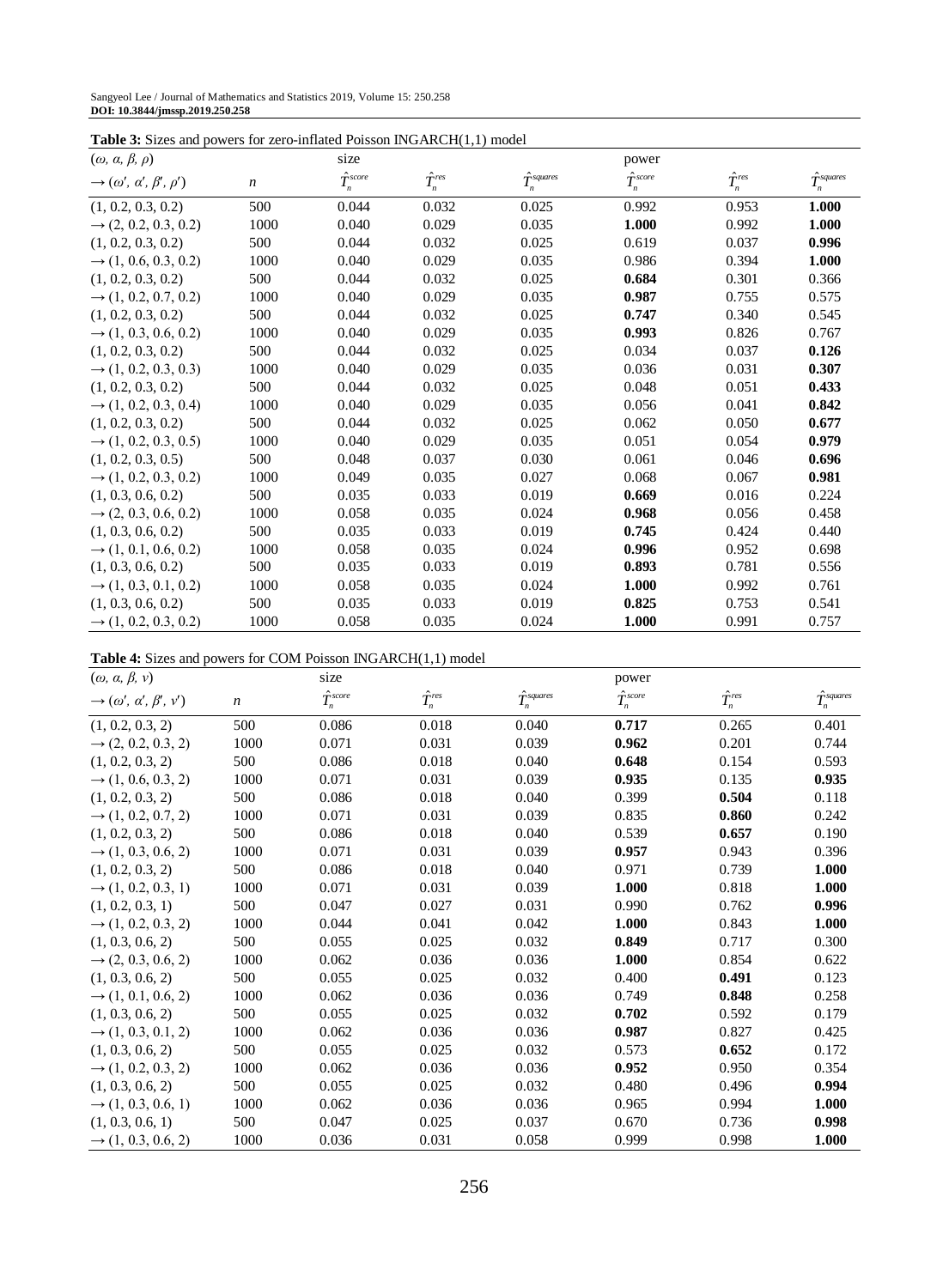**Table 3:** Sizes and powers for zero-inflated Poisson INGARCH(1,1) model

| $(\omega, \alpha, \beta, \rho)$ | | size | | | power | | |
|---|---|---|---|---|---|---|---|
| $\rightarrow (\omega', \alpha', \beta', \rho')$ | $n$ | $\hat{T}_n^{score}$ | $\hat{T}_n^{res}$ | $\hat{T}_n^{squares}$ | $\hat{T}_n^{score}$ | $\hat{T}_n^{res}$ | $\hat{T}_n^{squares}$ |
| (1, 0.2, 0.3, 0.2) | 500 | 0.044 | 0.032 | 0.025 | 0.992 | 0.953 | **1.000** |
| $\rightarrow$ (2, 0.2, 0.3, 0.2) | 1000 | 0.040 | 0.029 | 0.035 | **1.000** | 0.992 | **1.000** |
| (1, 0.2, 0.3, 0.2) | 500 | 0.044 | 0.032 | 0.025 | 0.619 | 0.037 | **0.996** |
| $\rightarrow$ (1, 0.6, 0.3, 0.2) | 1000 | 0.040 | 0.029 | 0.035 | 0.986 | 0.394 | **1.000** |
| (1, 0.2, 0.3, 0.2) | 500 | 0.044 | 0.032 | 0.025 | **0.684** | 0.301 | 0.366 |
| $\rightarrow$ (1, 0.2, 0.7, 0.2) | 1000 | 0.040 | 0.029 | 0.035 | **0.987** | 0.755 | 0.575 |
| (1, 0.2, 0.3, 0.2) | 500 | 0.044 | 0.032 | 0.025 | **0.747** | 0.340 | 0.545 |
| $\rightarrow$ (1, 0.3, 0.6, 0.2) | 1000 | 0.040 | 0.029 | 0.035 | **0.993** | 0.826 | 0.767 |
| (1, 0.2, 0.3, 0.2) | 500 | 0.044 | 0.032 | 0.025 | 0.034 | 0.037 | **0.126** |
| $\rightarrow$ (1, 0.2, 0.3, 0.3) | 1000 | 0.040 | 0.029 | 0.035 | 0.036 | 0.031 | **0.307** |
| (1, 0.2, 0.3, 0.2) | 500 | 0.044 | 0.032 | 0.025 | 0.048 | 0.051 | **0.433** |
| $\rightarrow$ (1, 0.2, 0.3, 0.4) | 1000 | 0.040 | 0.029 | 0.035 | 0.056 | 0.041 | **0.842** |
| (1, 0.2, 0.3, 0.2) | 500 | 0.044 | 0.032 | 0.025 | 0.062 | 0.050 | **0.677** |
| $\rightarrow$ (1, 0.2, 0.3, 0.5) | 1000 | 0.040 | 0.029 | 0.035 | 0.051 | 0.054 | **0.979** |
| (1, 0.2, 0.3, 0.5) | 500 | 0.048 | 0.037 | 0.030 | 0.061 | 0.046 | **0.696** |
| $\rightarrow$ (1, 0.2, 0.3, 0.2) | 1000 | 0.049 | 0.035 | 0.027 | 0.068 | 0.067 | **0.981** |
| (1, 0.3, 0.6, 0.2) | 500 | 0.035 | 0.033 | 0.019 | **0.669** | 0.016 | 0.224 |
| $\rightarrow$ (2, 0.3, 0.6, 0.2) | 1000 | 0.058 | 0.035 | 0.024 | **0.968** | 0.056 | 0.458 |
| (1, 0.3, 0.6, 0.2) | 500 | 0.035 | 0.033 | 0.019 | **0.745** | 0.424 | 0.440 |
| $\rightarrow$ (1, 0.1, 0.6, 0.2) | 1000 | 0.058 | 0.035 | 0.024 | **0.996** | 0.952 | 0.698 |
| (1, 0.3, 0.6, 0.2) | 500 | 0.035 | 0.033 | 0.019 | **0.893** | 0.781 | 0.556 |
| $\rightarrow$ (1, 0.3, 0.1, 0.2) | 1000 | 0.058 | 0.035 | 0.024 | **1.000** | 0.992 | 0.761 |
| (1, 0.3, 0.6, 0.2) | 500 | 0.035 | 0.033 | 0.019 | **0.825** | 0.753 | 0.541 |
| $\rightarrow$ (1, 0.2, 0.3, 0.2) | 1000 | 0.058 | 0.035 | 0.024 | **1.000** | 0.991 | 0.757 |

**Table 4:** Sizes and powers for COM Poisson INGARCH(1,1) model

| $(\omega, \alpha, \beta, \nu)$ | | size | | | power | | |
|---|---|---|---|---|---|---|---|
| $\rightarrow (\omega', \alpha', \beta', \nu')$ | $n$ | $\hat{T}_n^{score}$ | $\hat{T}_n^{res}$ | $\hat{T}_n^{squares}$ | $\hat{T}_n^{score}$ | $\hat{T}_n^{res}$ | $\hat{T}_n^{squares}$ |
| (1, 0.2, 0.3, 2) | 500 | 0.086 | 0.018 | 0.040 | **0.717** | 0.265 | 0.401 |
| $\rightarrow$ (2, 0.2, 0.3, 2) | 1000 | 0.071 | 0.031 | 0.039 | **0.962** | 0.201 | 0.744 |
| (1, 0.2, 0.3, 2) | 500 | 0.086 | 0.018 | 0.040 | **0.648** | 0.154 | 0.593 |
| $\rightarrow$ (1, 0.6, 0.3, 2) | 1000 | 0.071 | 0.031 | 0.039 | **0.935** | 0.135 | **0.935** |
| (1, 0.2, 0.3, 2) | 500 | 0.086 | 0.018 | 0.040 | 0.399 | **0.504** | 0.118 |
| $\rightarrow$ (1, 0.2, 0.7, 2) | 1000 | 0.071 | 0.031 | 0.039 | 0.835 | **0.860** | 0.242 |
| (1, 0.2, 0.3, 2) | 500 | 0.086 | 0.018 | 0.040 | 0.539 | **0.657** | 0.190 |
| $\rightarrow$ (1, 0.3, 0.6, 2) | 1000 | 0.071 | 0.031 | 0.039 | **0.957** | 0.943 | 0.396 |
| (1, 0.2, 0.3, 2) | 500 | 0.086 | 0.018 | 0.040 | 0.971 | 0.739 | **1.000** |
| $\rightarrow$ (1, 0.2, 0.3, 1) | 1000 | 0.071 | 0.031 | 0.039 | **1.000** | 0.818 | **1.000** |
| (1, 0.2, 0.3, 1) | 500 | 0.047 | 0.027 | 0.031 | 0.990 | 0.762 | **0.996** |
| $\rightarrow$ (1, 0.2, 0.3, 2) | 1000 | 0.044 | 0.041 | 0.042 | **1.000** | 0.843 | **1.000** |
| (1, 0.3, 0.6, 2) | 500 | 0.055 | 0.025 | 0.032 | **0.849** | 0.717 | 0.300 |
| $\rightarrow$ (2, 0.3, 0.6, 2) | 1000 | 0.062 | 0.036 | 0.036 | **1.000** | 0.854 | 0.622 |
| (1, 0.3, 0.6, 2) | 500 | 0.055 | 0.025 | 0.032 | 0.400 | **0.491** | 0.123 |
| $\rightarrow$ (1, 0.1, 0.6, 2) | 1000 | 0.062 | 0.036 | 0.036 | 0.749 | **0.848** | 0.258 |
| (1, 0.3, 0.6, 2) | 500 | 0.055 | 0.025 | 0.032 | **0.702** | 0.592 | 0.179 |
| $\rightarrow$ (1, 0.3, 0.1, 2) | 1000 | 0.062 | 0.036 | 0.036 | **0.987** | 0.827 | 0.425 |
| (1, 0.3, 0.6, 2) | 500 | 0.055 | 0.025 | 0.032 | 0.573 | **0.652** | 0.172 |
| $\rightarrow$ (1, 0.2, 0.3, 2) | 1000 | 0.062 | 0.036 | 0.036 | **0.952** | 0.950 | 0.354 |
| (1, 0.3, 0.6, 2) | 500 | 0.055 | 0.025 | 0.032 | 0.480 | 0.496 | **0.994** |
| $\rightarrow$ (1, 0.3, 0.6, 1) | 1000 | 0.062 | 0.036 | 0.036 | 0.965 | 0.994 | **1.000** |
| (1, 0.3, 0.6, 1) | 500 | 0.047 | 0.025 | 0.037 | 0.670 | 0.736 | **0.998** |
| $\rightarrow$ (1, 0.3, 0.6, 2) | 1000 | 0.036 | 0.031 | 0.058 | 0.999 | 0.998 | **1.000** |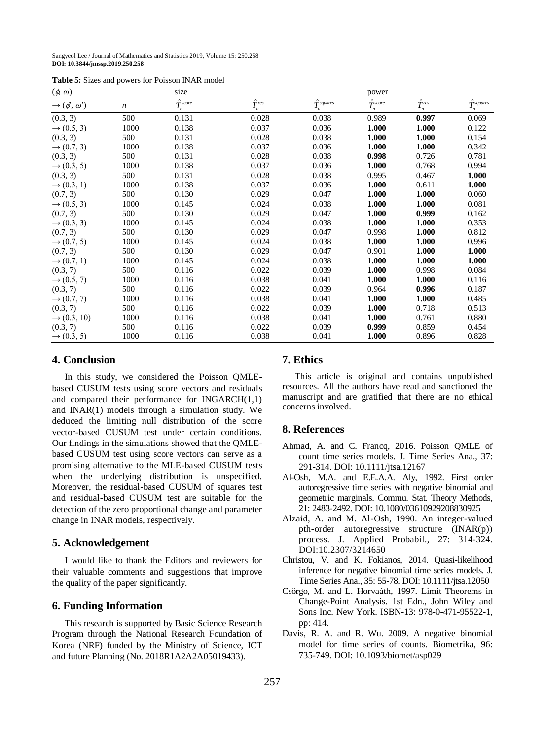**Table 5:** Sizes and powers for Poisson INAR model

| $(\phi, \omega)$ | | size | | | power | | |
|---|---|---|---|---|---|---|---|
| $\to (\phi', \omega')$ | $n$ | $\hat{T}_n^{score}$ | $\hat{T}_n^{res}$ | $\hat{T}_n^{squares}$ | $\hat{T}_n^{score}$ | $\hat{T}_n^{res}$ | $\hat{T}_n^{squares}$ |
| (0.3, 3) | 500 | 0.131 | 0.028 | 0.038 | 0.989 | **0.997** | 0.069 |
| $\to$ (0.5, 3) | 1000 | 0.138 | 0.037 | 0.036 | **1.000** | **1.000** | 0.122 |
| (0.3, 3) | 500 | 0.131 | 0.028 | 0.038 | **1.000** | **1.000** | 0.154 |
| $\to$ (0.7, 3) | 1000 | 0.138 | 0.037 | 0.036 | **1.000** | **1.000** | 0.342 |
| (0.3, 3) | 500 | 0.131 | 0.028 | 0.038 | **0.998** | 0.726 | 0.781 |
| $\to$ (0.3, 5) | 1000 | 0.138 | 0.037 | 0.036 | **1.000** | 0.768 | 0.994 |
| (0.3, 3) | 500 | 0.131 | 0.028 | 0.038 | 0.995 | 0.467 | **1.000** |
| $\to$ (0.3, 1) | 1000 | 0.138 | 0.037 | 0.036 | **1.000** | 0.611 | **1.000** |
| (0.7, 3) | 500 | 0.130 | 0.029 | 0.047 | **1.000** | **1.000** | 0.060 |
| $\to$ (0.5, 3) | 1000 | 0.145 | 0.024 | 0.038 | **1.000** | **1.000** | 0.081 |
| (0.7, 3) | 500 | 0.130 | 0.029 | 0.047 | **1.000** | **0.999** | 0.162 |
| $\to$ (0.3, 3) | 1000 | 0.145 | 0.024 | 0.038 | **1.000** | **1.000** | 0.353 |
| (0.7, 3) | 500 | 0.130 | 0.029 | 0.047 | 0.998 | **1.000** | 0.812 |
| $\to$ (0.7, 5) | 1000 | 0.145 | 0.024 | 0.038 | **1.000** | **1.000** | 0.996 |
| (0.7, 3) | 500 | 0.130 | 0.029 | 0.047 | 0.901 | **1.000** | **1.000** |
| $\to$ (0.7, 1) | 1000 | 0.145 | 0.024 | 0.038 | **1.000** | **1.000** | **1.000** |
| (0.3, 7) | 500 | 0.116 | 0.022 | 0.039 | **1.000** | 0.998 | 0.084 |
| $\to$ (0.5, 7) | 1000 | 0.116 | 0.038 | 0.041 | **1.000** | **1.000** | 0.116 |
| (0.3, 7) | 500 | 0.116 | 0.022 | 0.039 | 0.964 | **0.996** | 0.187 |
| $\to$ (0.7, 7) | 1000 | 0.116 | 0.038 | 0.041 | **1.000** | **1.000** | 0.485 |
| (0.3, 7) | 500 | 0.116 | 0.022 | 0.039 | **1.000** | 0.718 | 0.513 |
| $\to$ (0.3, 10) | 1000 | 0.116 | 0.038 | 0.041 | **1.000** | 0.761 | 0.880 |
| (0.3, 7) | 500 | 0.116 | 0.022 | 0.039 | **0.999** | 0.859 | 0.454 |
| $\to$ (0.3, 5) | 1000 | 0.116 | 0.038 | 0.041 | **1.000** | 0.896 | 0.828 |

## 4. Conclusion

In this study, we considered the Poisson QMLE-based CUSUM tests using score vectors and residuals and compared their performance for INGARCH(1,1) and INAR(1) models through a simulation study. We deduced the limiting null distribution of the score vector-based CUSUM test under certain conditions. Our findings in the simulations showed that the QMLE-based CUSUM test using score vectors can serve as a promising alternative to the MLE-based CUSUM tests when the underlying distribution is unspecified. Moreover, the residual-based CUSUM of squares test and residual-based CUSUM test are suitable for the detection of the zero proportional change and parameter change in INAR models, respectively.

## 5. Acknowledgement

I would like to thank the Editors and reviewers for their valuable comments and suggestions that improve the quality of the paper significantly.

## 6. Funding Information

This research is supported by Basic Science Research Program through the National Research Foundation of Korea (NRF) funded by the Ministry of Science, ICT and future Planning (No. 2018R1A2A2A05019433).

## 7. Ethics

This article is original and contains unpublished resources. All the authors have read and sanctioned the manuscript and are gratified that there are no ethical concerns involved.

## 8. References

- Ahmad, A. and C. Francq, 2016. Poisson QMLE of count time series models. J. Time Series Ana., 37: 291-314. DOI: 10.1111/jtsa.12167
- Al-Osh, M.A. and E.E.A.A. Aly, 1992. First order autoregressive time series with negative binomial and geometric marginals. Commu. Stat. Theory Methods, 21: 2483-2492. DOI: 10.1080/03610929208830925
- Alzaid, A. and M. Al-Osh, 1990. An integer-valued pth-order autoregressive structure (INAR(p)) process. J. Applied Probabil., 27: 314-324. DOI:10.2307/3214650
- Christou, V. and K. Fokianos, 2014. Quasi-likelihood inference for negative binomial time series models. J. Time Series Ana., 35: 55-78. DOI: 10.1111/jtsa.12050
- Csörgo, M. and L. Horvaáth, 1997. Limit Theorems in Change-Point Analysis. 1st Edn., John Wiley and Sons Inc. New York. ISBN-13: 978-0-471-95522-1, pp: 414.
- Davis, R. A. and R. Wu. 2009. A negative binomial model for time series of counts. Biometrika, 96: 735-749. DOI: 10.1093/biomet/asp029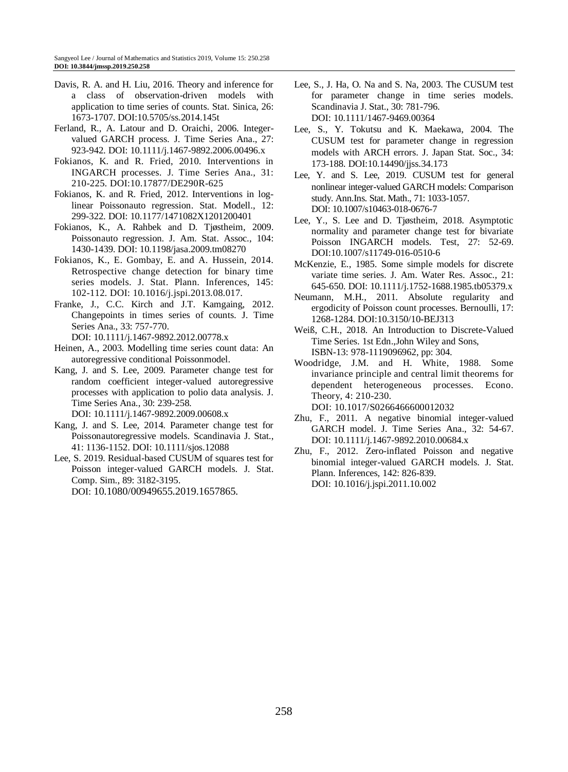Davis, R. A. and H. Liu, 2016. Theory and inference for a class of observation-driven models with application to time series of counts. Stat. Sinica, 26: 1673-1707. DOI:10.5705/ss.2014.145t

Ferland, R., A. Latour and D. Oraichi, 2006. Integer-valued GARCH process. J. Time Series Ana., 27: 923-942. DOI: 10.1111/j.1467-9892.2006.00496.x

Fokianos, K. and R. Fried, 2010. Interventions in INGARCH processes. J. Time Series Ana., 31: 210-225. DOI:10.17877/DE290R-625

Fokianos, K. and R. Fried, 2012. Interventions in log-linear Poissonauto regression. Stat. Modell., 12: 299-322. DOI: 10.1177/1471082X1201200401

Fokianos, K., A. Rahbek and D. Tjøstheim, 2009. Poissonauto regression. J. Am. Stat. Assoc., 104: 1430-1439. DOI: 10.1198/jasa.2009.tm08270

Fokianos, K., E. Gombay, E. and A. Hussein, 2014. Retrospective change detection for binary time series models. J. Stat. Plann. Inferences, 145: 102-112. DOI: 10.1016/j.jspi.2013.08.017.

Franke, J., C.C. Kirch and J.T. Kamgaing, 2012. Changepoints in times series of counts. J. Time Series Ana., 33: 757-770. DOI: 10.1111/j.1467-9892.2012.00778.x

Heinen, A., 2003. Modelling time series count data: An autoregressive conditional Poissonmodel.

Kang, J. and S. Lee, 2009. Parameter change test for random coefficient integer-valued autoregressive processes with application to polio data analysis. J. Time Series Ana., 30: 239-258. DOI: 10.1111/j.1467-9892.2009.00608.x

Kang, J. and S. Lee, 2014. Parameter change test for Poissonautoregressive models. Scandinavia J. Stat., 41: 1136-1152. DOI: 10.1111/sjos.12088

Lee, S. 2019. Residual-based CUSUM of squares test for Poisson integer-valued GARCH models. J. Stat. Comp. Sim., 89: 3182-3195. DOI: 10.1080/00949655.2019.1657865.

Lee, S., J. Ha, O. Na and S. Na, 2003. The CUSUM test for parameter change in time series models. Scandinavia J. Stat., 30: 781-796. DOI: 10.1111/1467-9469.00364

Lee, S., Y. Tokutsu and K. Maekawa, 2004. The CUSUM test for parameter change in regression models with ARCH errors. J. Japan Stat. Soc., 34: 173-188. DOI:10.14490/jjss.34.173

Lee, Y. and S. Lee, 2019. CUSUM test for general nonlinear integer-valued GARCH models: Comparison study. Ann.Ins. Stat. Math., 71: 1033-1057. DOI: 10.1007/s10463-018-0676-7

Lee, Y., S. Lee and D. Tjøstheim, 2018. Asymptotic normality and parameter change test for bivariate Poisson INGARCH models. Test, 27: 52-69. DOI:10.1007/s11749-016-0510-6

McKenzie, E., 1985. Some simple models for discrete variate time series. J. Am. Water Res. Assoc., 21: 645-650. DOI: 10.1111/j.1752-1688.1985.tb05379.x

Neumann, M.H., 2011. Absolute regularity and ergodicity of Poisson count processes. Bernoulli, 17: 1268-1284. DOI:10.3150/10-BEJ313

Weiß, C.H., 2018. An Introduction to Discrete-Valued Time Series. 1st Edn.,John Wiley and Sons, ISBN-13: 978-1119096962, pp: 304.

Woodridge, J.M. and H. White, 1988. Some invariance principle and central limit theorems for dependent heterogeneous processes. Econo. Theory, 4: 210-230. DOI: 10.1017/S0266466600012032

Zhu, F., 2011. A negative binomial integer-valued GARCH model. J. Time Series Ana., 32: 54-67. DOI: 10.1111/j.1467-9892.2010.00684.x

Zhu, F., 2012. Zero-inflated Poisson and negative binomial integer-valued GARCH models. J. Stat. Plann. Inferences, 142: 826-839. DOI: 10.1016/j.jspi.2011.10.002